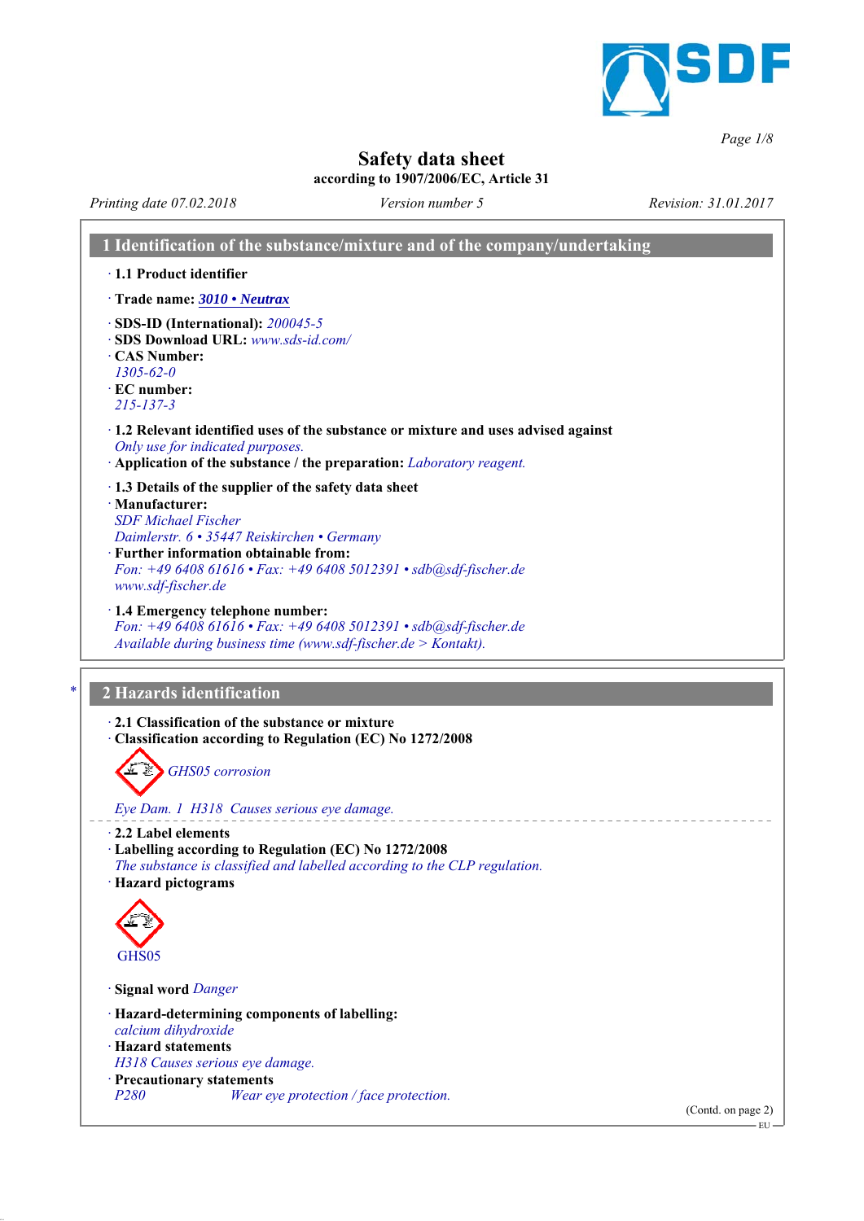# Safety data sheet

**according to 1907/2006/EC, Article 31**

*Printing date 07.02.2018* — *Version number 5* — *Revision: 31.01.2017*

## 1 Identification of the substance/mixture and of the company/undertaking

· **1.1 Product identifier**

· **Trade name:** ***3010 • Neutrax***

· **SDS-ID (International):** *200045-5*
· **SDS Download URL:** *www.sds-id.com/*
· **CAS Number:**
*1305-62-0*
· **EC number:**
*215-137-3*

· **1.2 Relevant identified uses of the substance or mixture and uses advised against**
*Only use for indicated purposes.*
· **Application of the substance / the preparation:** *Laboratory reagent.*

· **1.3 Details of the supplier of the safety data sheet**
· **Manufacturer:**
*SDF Michael Fischer*
*Daimlerstr. 6 • 35447 Reiskirchen • Germany*
· **Further information obtainable from:**
*Fon: +49 6408 61616 • Fax: +49 6408 5012391 • sdb@sdf-fischer.de*
*www.sdf-fischer.de*

· **1.4 Emergency telephone number:**
*Fon: +49 6408 61616 • Fax: +49 6408 5012391 • sdb@sdf-fischer.de*
*Available during business time (www.sdf-fischer.de > Kontakt).*

## * 2 Hazards identification

· **2.1 Classification of the substance or mixture**
· **Classification according to Regulation (EC) No 1272/2008**

*GHS05 corrosion*

*Eye Dam. 1 H318 Causes serious eye damage.*

· **2.2 Label elements**
· **Labelling according to Regulation (EC) No 1272/2008**
*The substance is classified and labelled according to the CLP regulation.*
· **Hazard pictograms**

GHS05

· **Signal word** *Danger*

· **Hazard-determining components of labelling:**
*calcium dihydroxide*
· **Hazard statements**
*H318 Causes serious eye damage.*
· **Precautionary statements**
*P280* *Wear eye protection / face protection.*

(Contd. on page 2)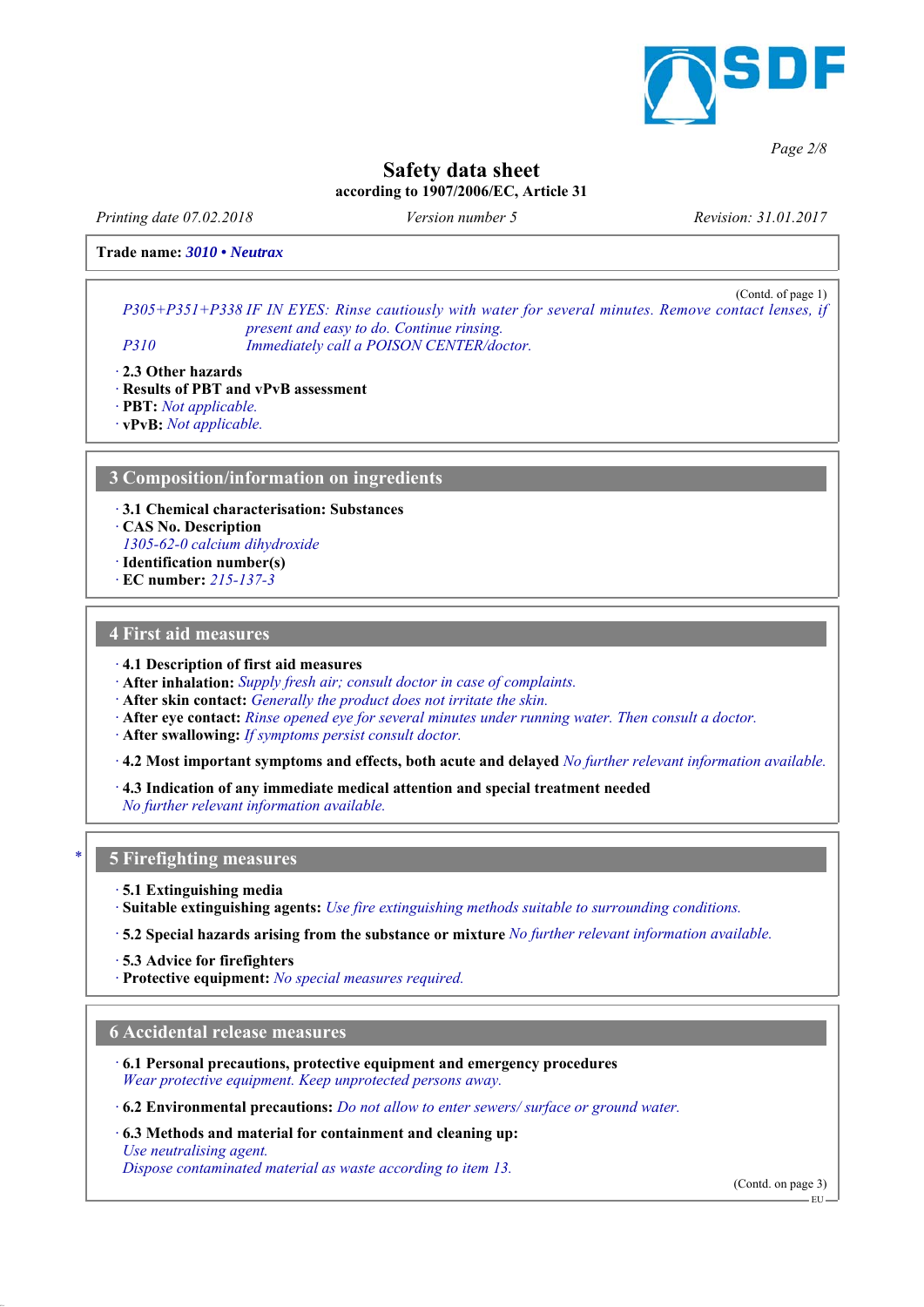**Safety data sheet**
**according to 1907/2006/EC, Article 31**

*Printing date 07.02.2018* *Version number 5* *Revision: 31.01.2017*

**Trade name:** ***3010 • Neutrax***

(Contd. of page 1)

*P305+P351+P338 IF IN EYES: Rinse cautiously with water for several minutes. Remove contact lenses, if present and easy to do. Continue rinsing.*
*P310 Immediately call a POISON CENTER/doctor.*

· **2.3 Other hazards**
· **Results of PBT and vPvB assessment**
· **PBT:** *Not applicable.*
· **vPvB:** *Not applicable.*

## 3 Composition/information on ingredients

· **3.1 Chemical characterisation: Substances**
· **CAS No. Description**
*1305-62-0 calcium dihydroxide*
· **Identification number(s)**
· **EC number:** *215-137-3*

## 4 First aid measures

· **4.1 Description of first aid measures**
· **After inhalation:** *Supply fresh air; consult doctor in case of complaints.*
· **After skin contact:** *Generally the product does not irritate the skin.*
· **After eye contact:** *Rinse opened eye for several minutes under running water. Then consult a doctor.*
· **After swallowing:** *If symptoms persist consult doctor.*

· **4.2 Most important symptoms and effects, both acute and delayed** *No further relevant information available.*

· **4.3 Indication of any immediate medical attention and special treatment needed**
*No further relevant information available.*

## * 5 Firefighting measures

· **5.1 Extinguishing media**
· **Suitable extinguishing agents:** *Use fire extinguishing methods suitable to surrounding conditions.*

· **5.2 Special hazards arising from the substance or mixture** *No further relevant information available.*

· **5.3 Advice for firefighters**
· **Protective equipment:** *No special measures required.*

## 6 Accidental release measures

· **6.1 Personal precautions, protective equipment and emergency procedures**
*Wear protective equipment. Keep unprotected persons away.*

· **6.2 Environmental precautions:** *Do not allow to enter sewers/ surface or ground water.*

· **6.3 Methods and material for containment and cleaning up:**
*Use neutralising agent.*
*Dispose contaminated material as waste according to item 13.*

(Contd. on page 3)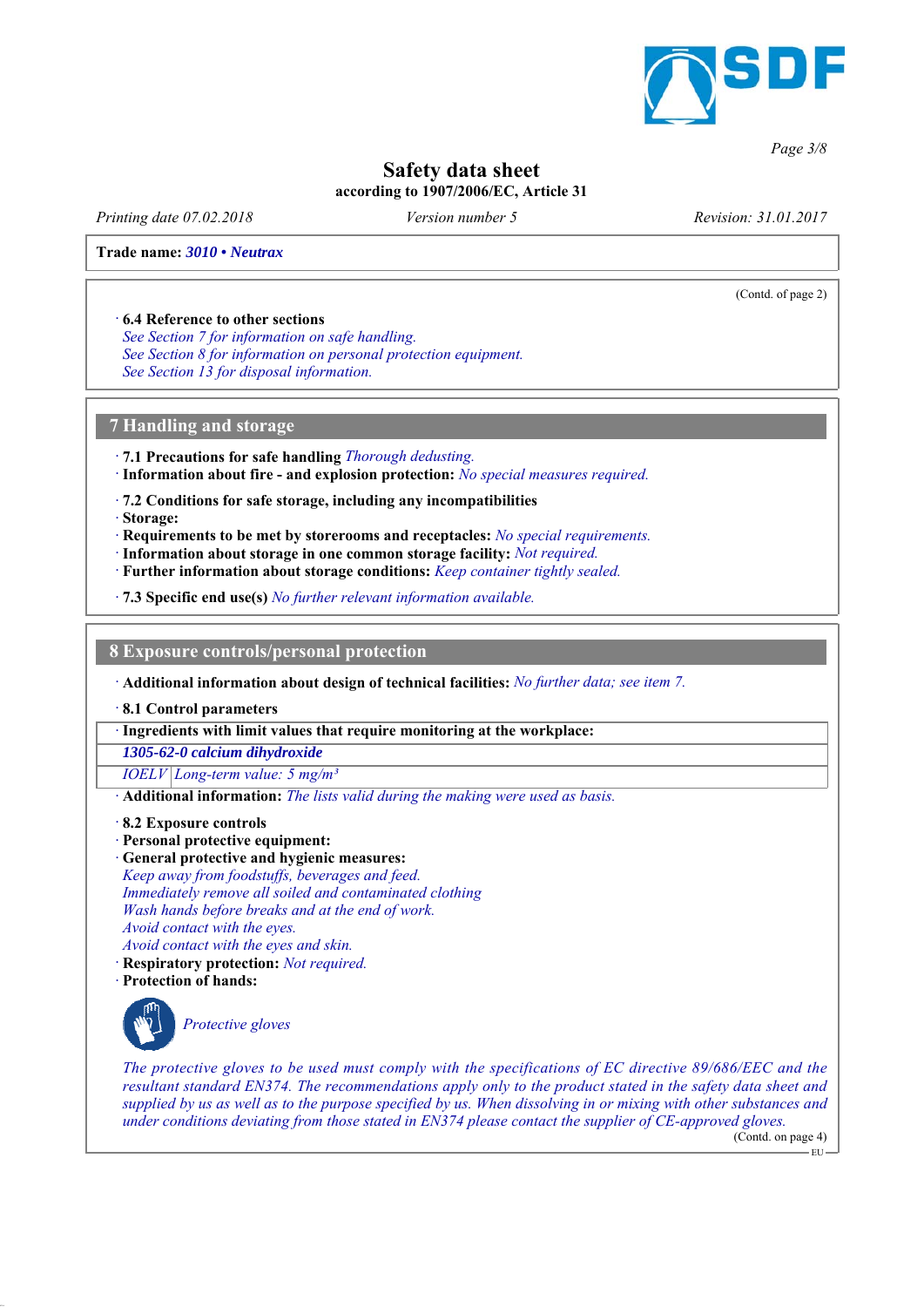# Safety data sheet

**according to 1907/2006/EC, Article 31**

*Printing date 07.02.2018* *Version number 5* *Revision: 31.01.2017*

**Trade name:** ***3010 • Neutrax***

(Contd. of page 2)

· **6.4 Reference to other sections**
*See Section 7 for information on safe handling.*
*See Section 8 for information on personal protection equipment.*
*See Section 13 for disposal information.*

## 7 Handling and storage

· **7.1 Precautions for safe handling** *Thorough dedusting.*
· **Information about fire - and explosion protection:** *No special measures required.*

· **7.2 Conditions for safe storage, including any incompatibilities**
· **Storage:**
· **Requirements to be met by storerooms and receptacles:** *No special requirements.*
· **Information about storage in one common storage facility:** *Not required.*
· **Further information about storage conditions:** *Keep container tightly sealed.*

· **7.3 Specific end use(s)** *No further relevant information available.*

## 8 Exposure controls/personal protection

· **Additional information about design of technical facilities:** *No further data; see item 7.*

· **8.1 Control parameters**

| · Ingredients with limit values that require monitoring at the workplace: | |
|---|---|
| ***1305-62-0 calcium dihydroxide*** | |
| *IOELV* | *Long-term value: 5 mg/m³* |

· **Additional information:** *The lists valid during the making were used as basis.*

· **8.2 Exposure controls**
· **Personal protective equipment:**
· **General protective and hygienic measures:**
*Keep away from foodstuffs, beverages and feed.*
*Immediately remove all soiled and contaminated clothing*
*Wash hands before breaks and at the end of work.*
*Avoid contact with the eyes.*
*Avoid contact with the eyes and skin.*
· **Respiratory protection:** *Not required.*
· **Protection of hands:**

*Protective gloves*

*The protective gloves to be used must comply with the specifications of EC directive 89/686/EEC and the resultant standard EN374. The recommendations apply only to the product stated in the safety data sheet and supplied by us as well as to the purpose specified by us. When dissolving in or mixing with other substances and under conditions deviating from those stated in EN374 please contact the supplier of CE-approved gloves.*

(Contd. on page 4)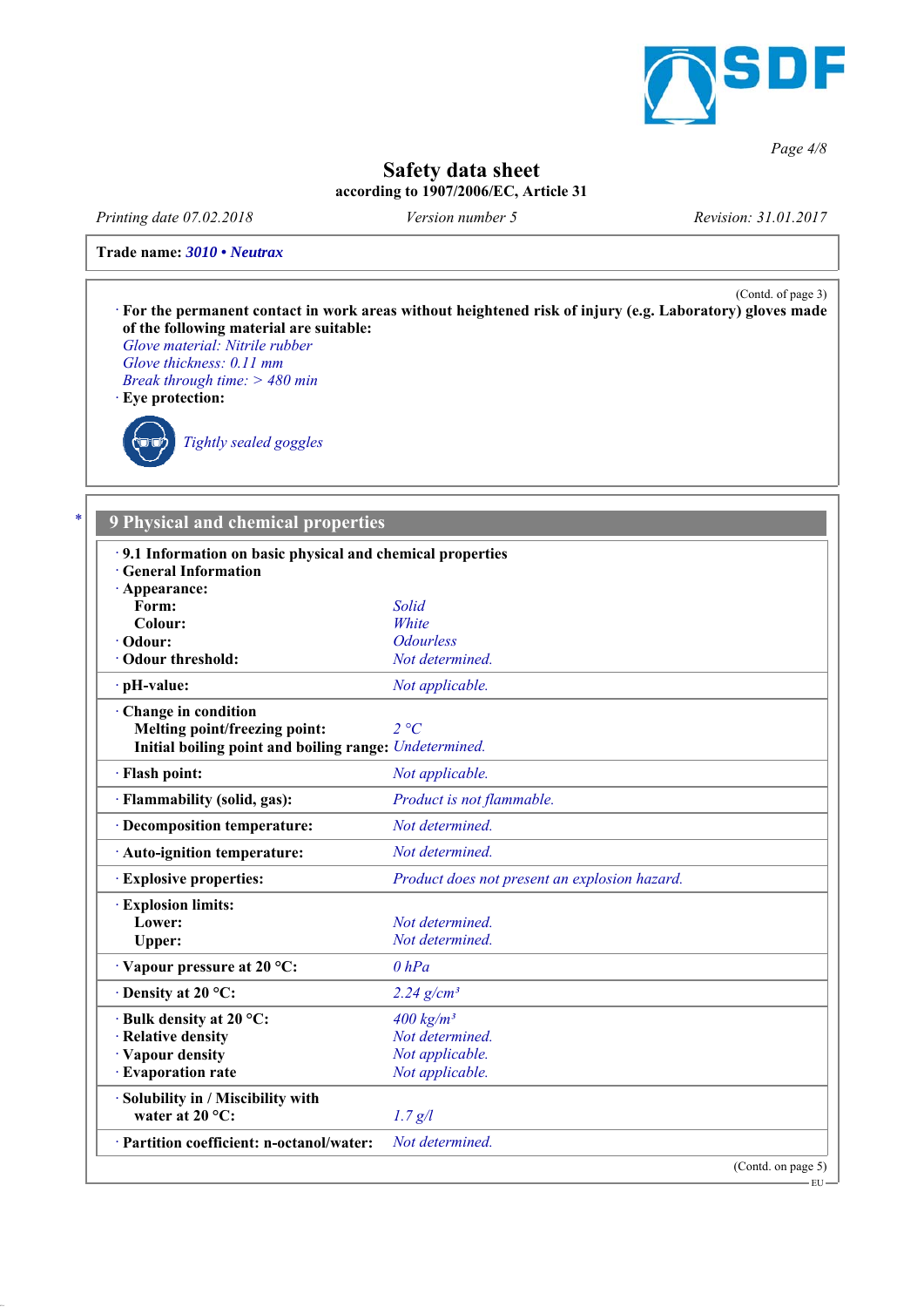**Safety data sheet**
**according to 1907/2006/EC, Article 31**

Printing date 07.02.2018 | Version number 5 | Revision: 31.01.2017

**Trade name: *3010 • Neutrax***

(Contd. of page 3)

· **For the permanent contact in work areas without heightened risk of injury (e.g. Laboratory) gloves made of the following material are suitable:**
*Glove material: Nitrile rubber*
*Glove thickness: 0.11 mm*
*Break through time: > 480 min*

· **Eye protection:**

*Tightly sealed goggles*

\* 

## 9 Physical and chemical properties

| | |
|---|---|
| · **9.1 Information on basic physical and chemical properties** | |
| · **General Information** | |
| · **Appearance:** | |
| **Form:** | *Solid* |
| **Colour:** | *White* |
| · **Odour:** | *Odourless* |
| · **Odour threshold:** | *Not determined.* |
| · **pH-value:** | *Not applicable.* |
| · **Change in condition** | |
| **Melting point/freezing point:** | *2 °C* |
| **Initial boiling point and boiling range:** | *Undetermined.* |
| · **Flash point:** | *Not applicable.* |
| · **Flammability (solid, gas):** | *Product is not flammable.* |
| · **Decomposition temperature:** | *Not determined.* |
| · **Auto-ignition temperature:** | *Not determined.* |
| · **Explosive properties:** | *Product does not present an explosion hazard.* |
| · **Explosion limits:** | |
| **Lower:** | *Not determined.* |
| **Upper:** | *Not determined.* |
| · **Vapour pressure at 20 °C:** | *0 hPa* |
| · **Density at 20 °C:** | *2.24 g/cm³* |
| · **Bulk density at 20 °C:** | *400 kg/m³* |
| · **Relative density** | *Not determined.* |
| · **Vapour density** | *Not applicable.* |
| · **Evaporation rate** | *Not applicable.* |
| · **Solubility in / Miscibility with water at 20 °C:** | *1.7 g/l* |
| · **Partition coefficient: n-octanol/water:** | *Not determined.* |

(Contd. on page 5)

EU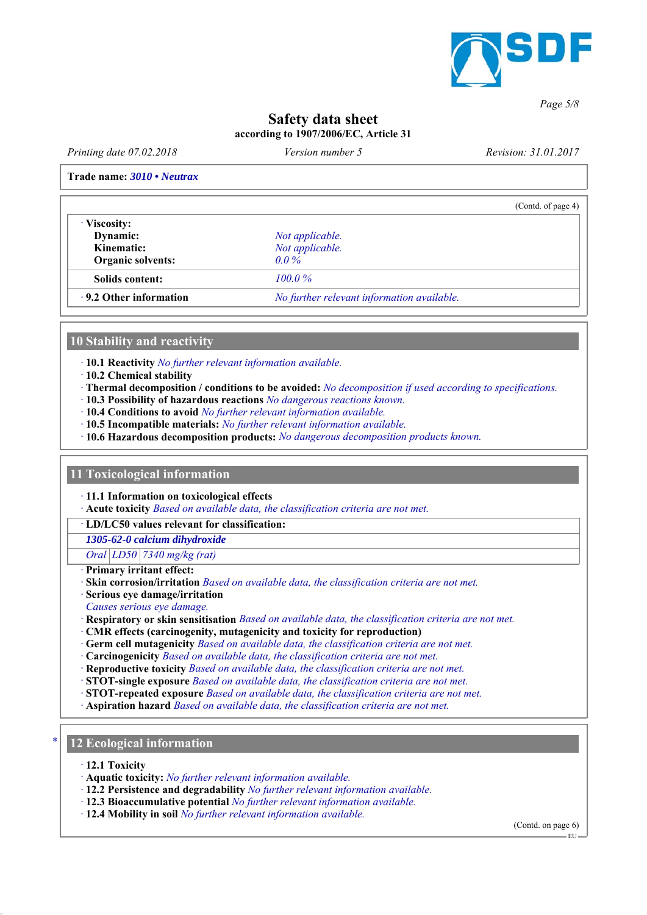Safety data sheet
according to 1907/2006/EC, Article 31

Printing date 07.02.2018 Version number 5 Revision: 31.01.2017

**Trade name: *3010 • Neutrax***

(Contd. of page 4)

| | |
|---|---|
| · **Viscosity:** | |
| **Dynamic:** | *Not applicable.* |
| **Kinematic:** | *Not applicable.* |
| **Organic solvents:** | *0.0 %* |
| **Solids content:** | *100.0 %* |
| · **9.2 Other information** | *No further relevant information available.* |

## 10 Stability and reactivity

· **10.1 Reactivity** *No further relevant information available.*
· **10.2 Chemical stability**
· **Thermal decomposition / conditions to be avoided:** *No decomposition if used according to specifications.*
· **10.3 Possibility of hazardous reactions** *No dangerous reactions known.*
· **10.4 Conditions to avoid** *No further relevant information available.*
· **10.5 Incompatible materials:** *No further relevant information available.*
· **10.6 Hazardous decomposition products:** *No dangerous decomposition products known.*

## 11 Toxicological information

· **11.1 Information on toxicological effects**
· **Acute toxicity** *Based on available data, the classification criteria are not met.*

| · **LD/LC50 values relevant for classification:** | | |
|---|---|---|
| ***1305-62-0 calcium dihydroxide*** | | |
| *Oral* | *LD50* | *7340 mg/kg (rat)* |

· **Primary irritant effect:**
· **Skin corrosion/irritation** *Based on available data, the classification criteria are not met.*
· **Serious eye damage/irritation**
*Causes serious eye damage.*
· **Respiratory or skin sensitisation** *Based on available data, the classification criteria are not met.*
· **CMR effects (carcinogenity, mutagenicity and toxicity for reproduction)**
· **Germ cell mutagenicity** *Based on available data, the classification criteria are not met.*
· **Carcinogenicity** *Based on available data, the classification criteria are not met.*
· **Reproductive toxicity** *Based on available data, the classification criteria are not met.*
· **STOT-single exposure** *Based on available data, the classification criteria are not met.*
· **STOT-repeated exposure** *Based on available data, the classification criteria are not met.*
· **Aspiration hazard** *Based on available data, the classification criteria are not met.*

## * 12 Ecological information

· **12.1 Toxicity**
· **Aquatic toxicity:** *No further relevant information available.*
· **12.2 Persistence and degradability** *No further relevant information available.*
· **12.3 Bioaccumulative potential** *No further relevant information available.*
· **12.4 Mobility in soil** *No further relevant information available.*

(Contd. on page 6)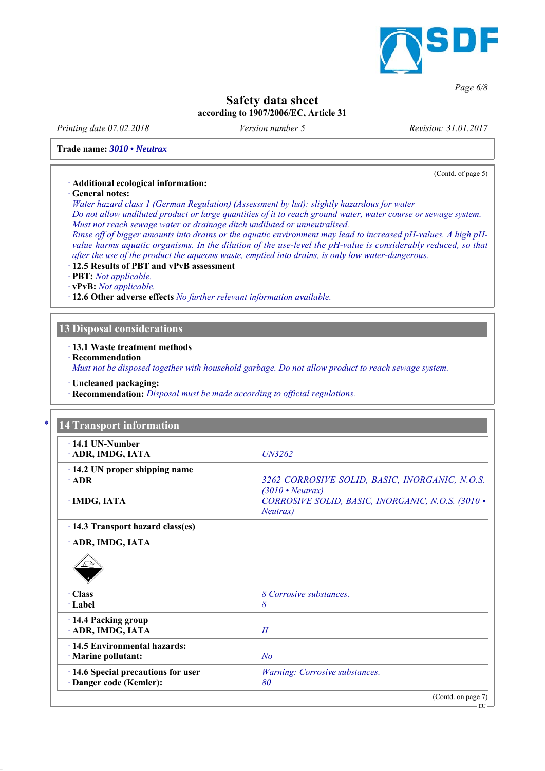# Safety data sheet

according to 1907/2006/EC, Article 31

*Printing date 07.02.2018* *Version number 5* *Revision: 31.01.2017*

**Trade name:** ***3010 • Neutrax***

(Contd. of page 5)

· **Additional ecological information:**

· **General notes:**

*Water hazard class 1 (German Regulation) (Assessment by list): slightly hazardous for water*

*Do not allow undiluted product or large quantities of it to reach ground water, water course or sewage system.*

*Must not reach sewage water or drainage ditch undiluted or unneutralised.*

*Rinse off of bigger amounts into drains or the aquatic environment may lead to increased pH-values. A high pH-value harms aquatic organisms. In the dilution of the use-level the pH-value is considerably reduced, so that after the use of the product the aqueous waste, emptied into drains, is only low water-dangerous.*

· **12.5 Results of PBT and vPvB assessment**

· **PBT:** *Not applicable.*

· **vPvB:** *Not applicable.*

· **12.6 Other adverse effects** *No further relevant information available.*

## 13 Disposal considerations

· **13.1 Waste treatment methods**

· **Recommendation**

*Must not be disposed together with household garbage. Do not allow product to reach sewage system.*

· **Uncleaned packaging:**

· **Recommendation:** *Disposal must be made according to official regulations.*

## * 14 Transport information

| | |
|---|---|
| · **14.1 UN-Number**<br>· **ADR, IMDG, IATA** | *UN3262* |
| · **14.2 UN proper shipping name**<br>· **ADR** | *3262 CORROSIVE SOLID, BASIC, INORGANIC, N.O.S. (3010 • Neutrax)* |
| · **IMDG, IATA** | *CORROSIVE SOLID, BASIC, INORGANIC, N.O.S. (3010 • Neutrax)* |
| · **14.3 Transport hazard class(es)**<br>· **ADR, IMDG, IATA** | |
| · **Class** | *8 Corrosive substances.* |
| · **Label** | *8* |
| · **14.4 Packing group**<br>· **ADR, IMDG, IATA** | *II* |
| · **14.5 Environmental hazards:**<br>· **Marine pollutant:** | *No* |
| · **14.6 Special precautions for user** | *Warning: Corrosive substances.* |
| · **Danger code (Kemler):** | *80* |

(Contd. on page 7)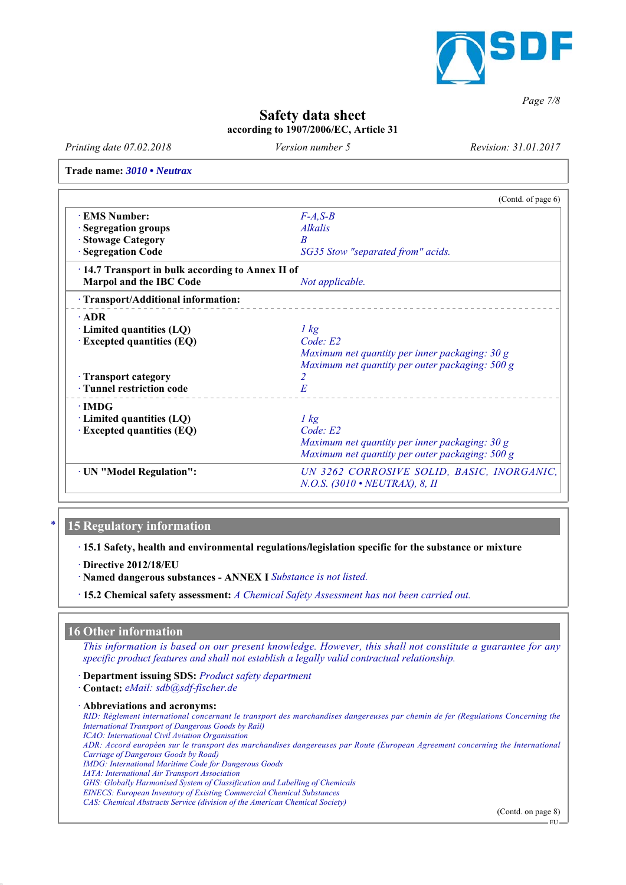Trade name: *3010 • Neutrax*

(Contd. of page 6)

| | |
|---|---|
| · **EMS Number:** | *F-A,S-B* |
| · **Segregation groups** | *Alkalis* |
| · **Stowage Category** | *B* |
| · **Segregation Code** | *SG35 Stow "separated from" acids.* |
| · **14.7 Transport in bulk according to Annex II of Marpol and the IBC Code** | *Not applicable.* |
| · **Transport/Additional information:** | |
| · **ADR** | |
| · **Limited quantities (LQ)** | *1 kg* |
| · **Excepted quantities (EQ)** | *Code: E2*<br>*Maximum net quantity per inner packaging: 30 g*<br>*Maximum net quantity per outer packaging: 500 g* |
| · **Transport category** | *2* |
| · **Tunnel restriction code** | *E* |
| · **IMDG** | |
| · **Limited quantities (LQ)** | *1 kg* |
| · **Excepted quantities (EQ)** | *Code: E2*<br>*Maximum net quantity per inner packaging: 30 g*<br>*Maximum net quantity per outer packaging: 500 g* |
| · **UN "Model Regulation":** | *UN 3262 CORROSIVE SOLID, BASIC, INORGANIC, N.O.S. (3010 • NEUTRAX), 8, II* |

## 15 Regulatory information

· **15.1 Safety, health and environmental regulations/legislation specific for the substance or mixture**

· **Directive 2012/18/EU**

· **Named dangerous substances - ANNEX I** *Substance is not listed.*

· **15.2 Chemical safety assessment:** *A Chemical Safety Assessment has not been carried out.*

## 16 Other information

*This information is based on our present knowledge. However, this shall not constitute a guarantee for any specific product features and shall not establish a legally valid contractual relationship.*

· **Department issuing SDS:** *Product safety department*

· **Contact:** *eMail: sdb@sdf-fischer.de*

· **Abbreviations and acronyms:**

*RID: Règlement international concernant le transport des marchandises dangereuses par chemin de fer (Regulations Concerning the International Transport of Dangerous Goods by Rail)*
*ICAO: International Civil Aviation Organisation*
*ADR: Accord européen sur le transport des marchandises dangereuses par Route (European Agreement concerning the International Carriage of Dangerous Goods by Road)*
*IMDG: International Maritime Code for Dangerous Goods*
*IATA: International Air Transport Association*
*GHS: Globally Harmonised System of Classification and Labelling of Chemicals*
*EINECS: European Inventory of Existing Commercial Chemical Substances*
*CAS: Chemical Abstracts Service (division of the American Chemical Society)*

(Contd. on page 8)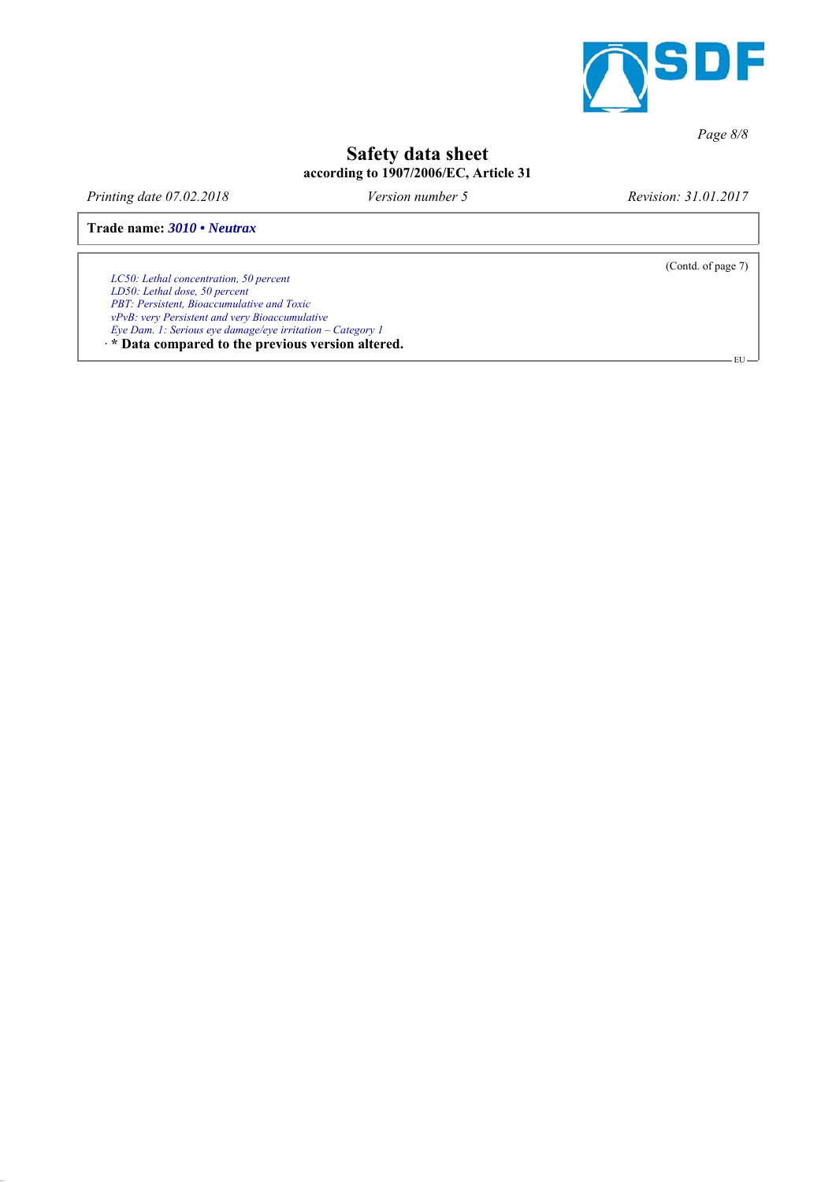(Contd. of page 7)

*LC50: Lethal concentration, 50 percent*
*LD50: Lethal dose, 50 percent*
*PBT: Persistent, Bioaccumulative and Toxic*
*vPvB: very Persistent and very Bioaccumulative*
*Eye Dam. 1: Serious eye damage/eye irritation – Category 1*

· **\* Data compared to the previous version altered.**